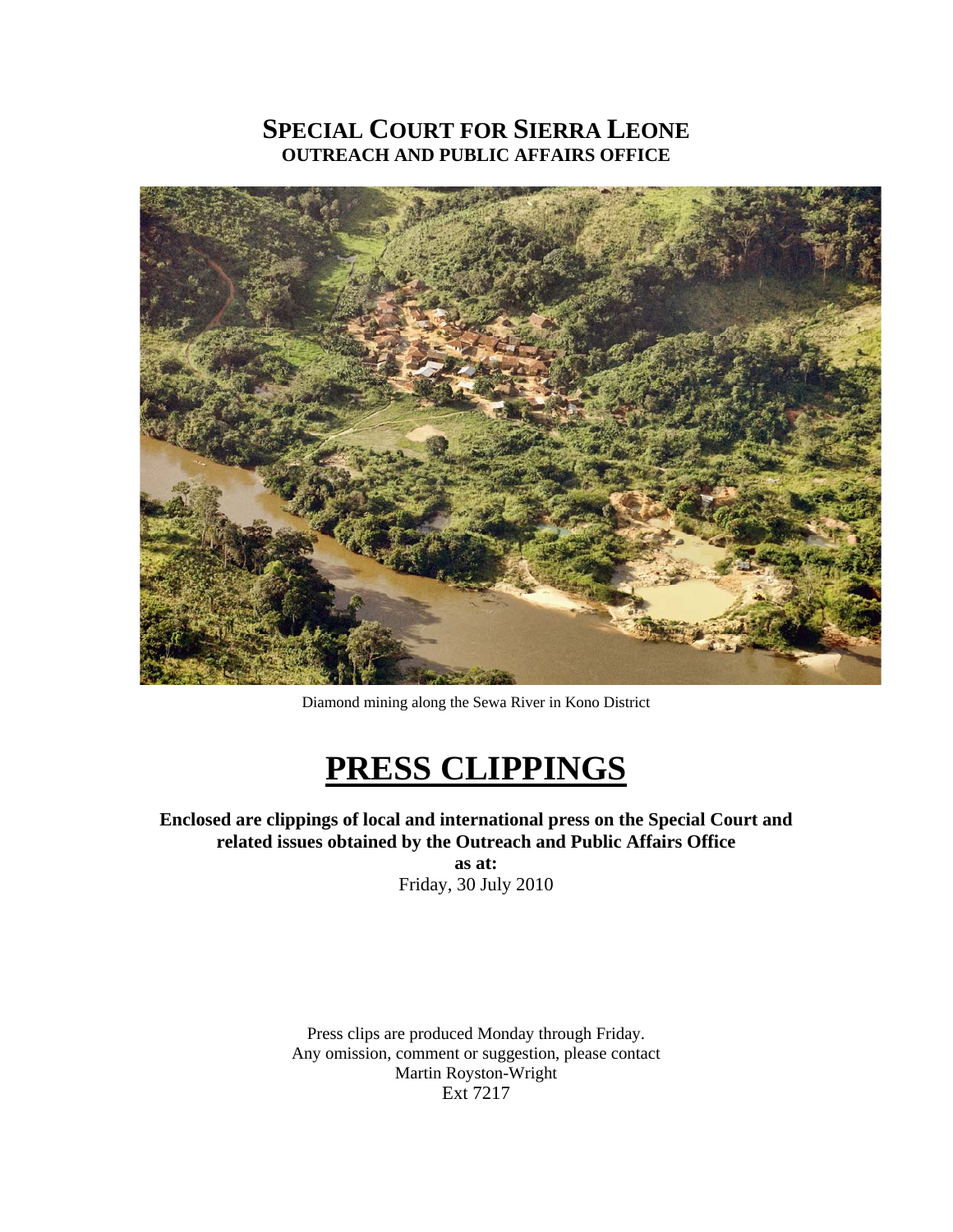# SPECIAL COURT FOR SIERRA LEONE
## OUTREACH AND PUBLIC AFFAIRS OFFICE

Diamond mining along the Sewa River in Kono District

# PRESS CLIPPINGS

**Enclosed are clippings of local and international press on the Special Court and related issues obtained by the Outreach and Public Affairs Office**

**as at:**

Friday, 30 July 2010

Press clips are produced Monday through Friday.
Any omission, comment or suggestion, please contact
Martin Royston-Wright
Ext 7217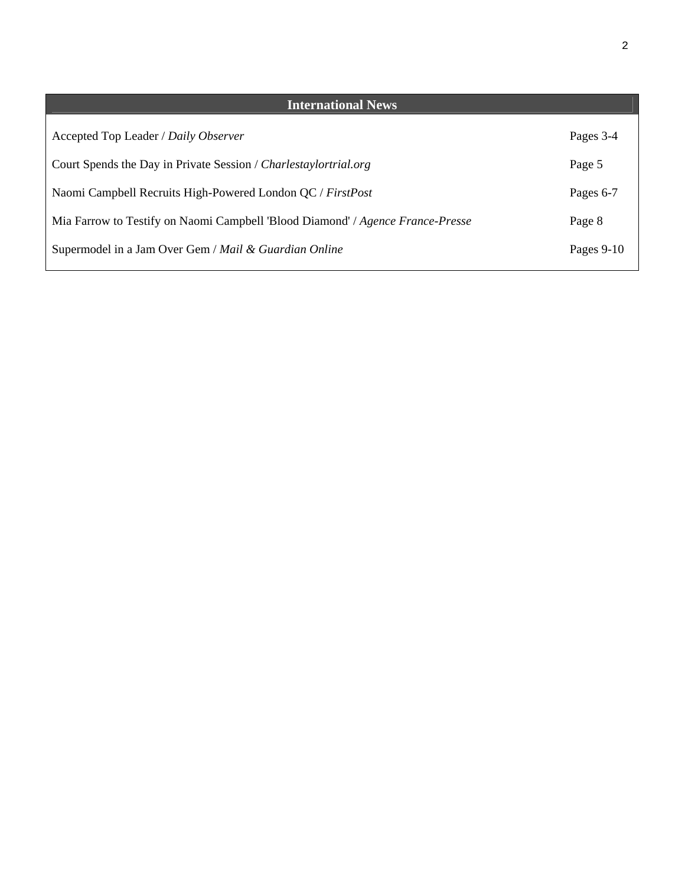## International News

| | |
|---|---|
| Accepted Top Leader / *Daily Observer* | Pages 3-4 |
| Court Spends the Day in Private Session / *Charlestaylortrial.org* | Page 5 |
| Naomi Campbell Recruits High-Powered London QC / *FirstPost* | Pages 6-7 |
| Mia Farrow to Testify on Naomi Campbell 'Blood Diamond' / *Agence France-Presse* | Page 8 |
| Supermodel in a Jam Over Gem / *Mail & Guardian Online* | Pages 9-10 |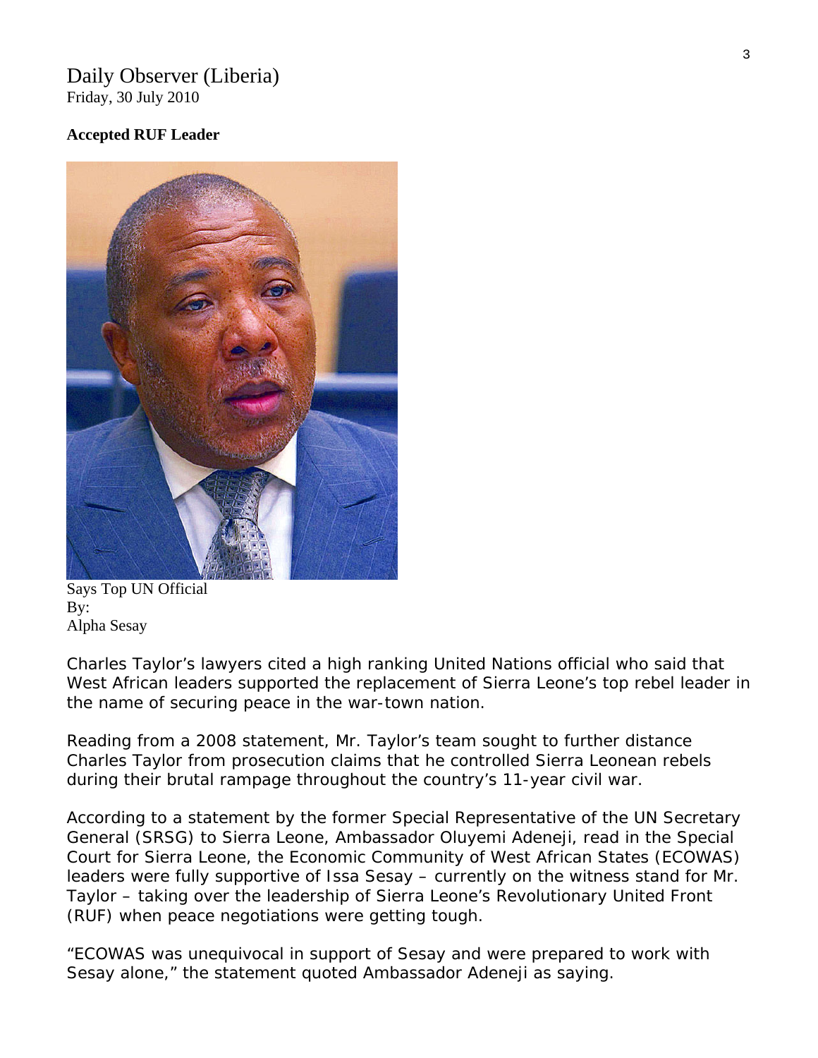Daily Observer (Liberia)
Friday, 30 July 2010

**Accepted RUF Leader**

Says Top UN Official
By:
Alpha Sesay

Charles Taylor's lawyers cited a high ranking United Nations official who said that West African leaders supported the replacement of Sierra Leone's top rebel leader in the name of securing peace in the war-town nation.

Reading from a 2008 statement, Mr. Taylor's team sought to further distance Charles Taylor from prosecution claims that he controlled Sierra Leonean rebels during their brutal rampage throughout the country's 11-year civil war.

According to a statement by the former Special Representative of the UN Secretary General (SRSG) to Sierra Leone, Ambassador Oluyemi Adeneji, read in the Special Court for Sierra Leone, the Economic Community of West African States (ECOWAS) leaders were fully supportive of Issa Sesay – currently on the witness stand for Mr. Taylor – taking over the leadership of Sierra Leone's Revolutionary United Front (RUF) when peace negotiations were getting tough.

"ECOWAS was unequivocal in support of Sesay and were prepared to work with Sesay alone," the statement quoted Ambassador Adeneji as saying.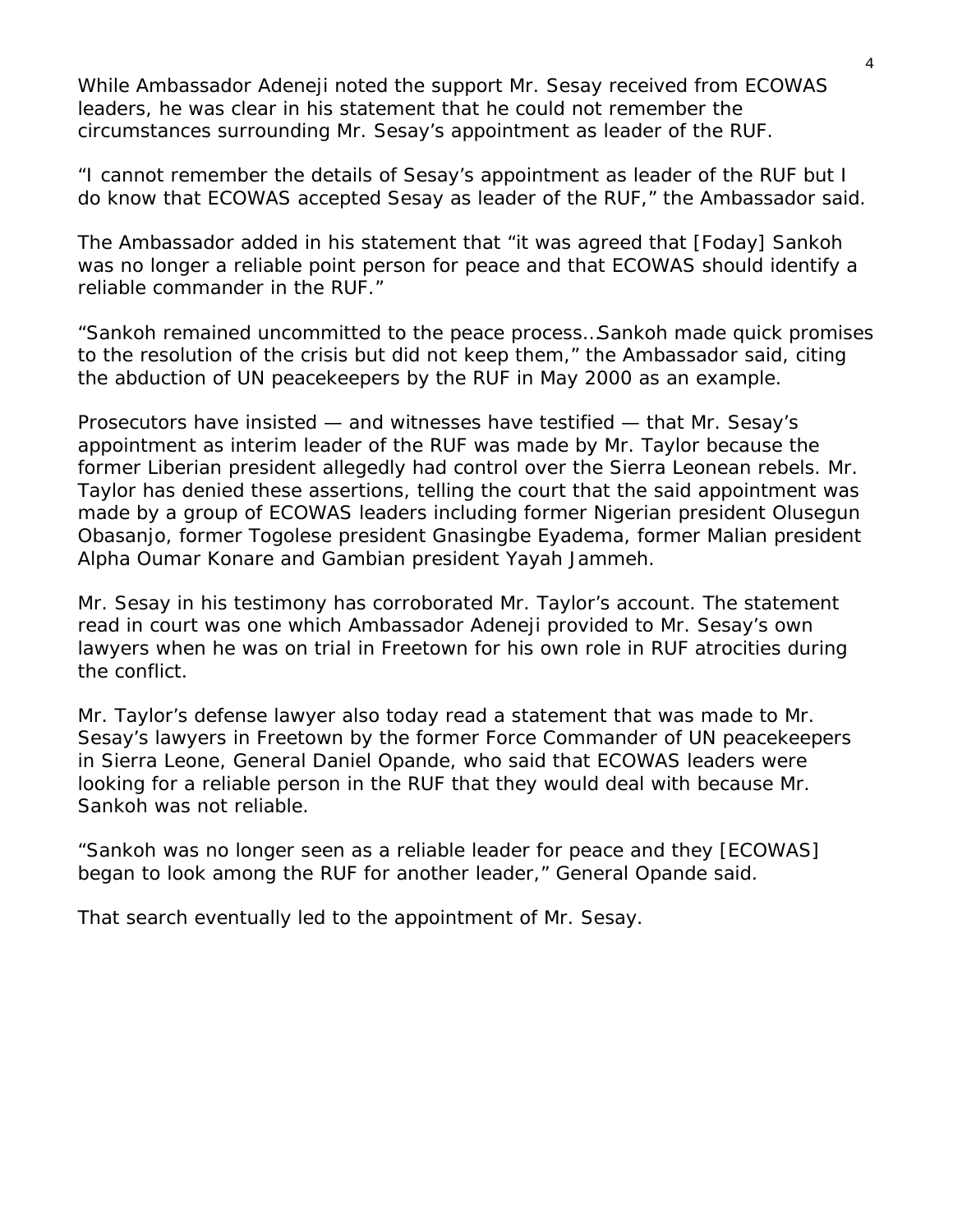While Ambassador Adeneji noted the support Mr. Sesay received from ECOWAS leaders, he was clear in his statement that he could not remember the circumstances surrounding Mr. Sesay's appointment as leader of the RUF.

"I cannot remember the details of Sesay's appointment as leader of the RUF but I do know that ECOWAS accepted Sesay as leader of the RUF," the Ambassador said.

The Ambassador added in his statement that "it was agreed that [Foday] Sankoh was no longer a reliable point person for peace and that ECOWAS should identify a reliable commander in the RUF."

"Sankoh remained uncommitted to the peace process…Sankoh made quick promises to the resolution of the crisis but did not keep them," the Ambassador said, citing the abduction of UN peacekeepers by the RUF in May 2000 as an example.

Prosecutors have insisted — and witnesses have testified — that Mr. Sesay's appointment as interim leader of the RUF was made by Mr. Taylor because the former Liberian president allegedly had control over the Sierra Leonean rebels. Mr. Taylor has denied these assertions, telling the court that the said appointment was made by a group of ECOWAS leaders including former Nigerian president Olusegun Obasanjo, former Togolese president Gnasingbe Eyadema, former Malian president Alpha Oumar Konare and Gambian president Yayah Jammeh.

Mr. Sesay in his testimony has corroborated Mr. Taylor's account. The statement read in court was one which Ambassador Adeneji provided to Mr. Sesay's own lawyers when he was on trial in Freetown for his own role in RUF atrocities during the conflict.

Mr. Taylor's defense lawyer also today read a statement that was made to Mr. Sesay's lawyers in Freetown by the former Force Commander of UN peacekeepers in Sierra Leone, General Daniel Opande, who said that ECOWAS leaders were looking for a reliable person in the RUF that they would deal with because Mr. Sankoh was not reliable.

"Sankoh was no longer seen as a reliable leader for peace and they [ECOWAS] began to look among the RUF for another leader," General Opande said.

That search eventually led to the appointment of Mr. Sesay.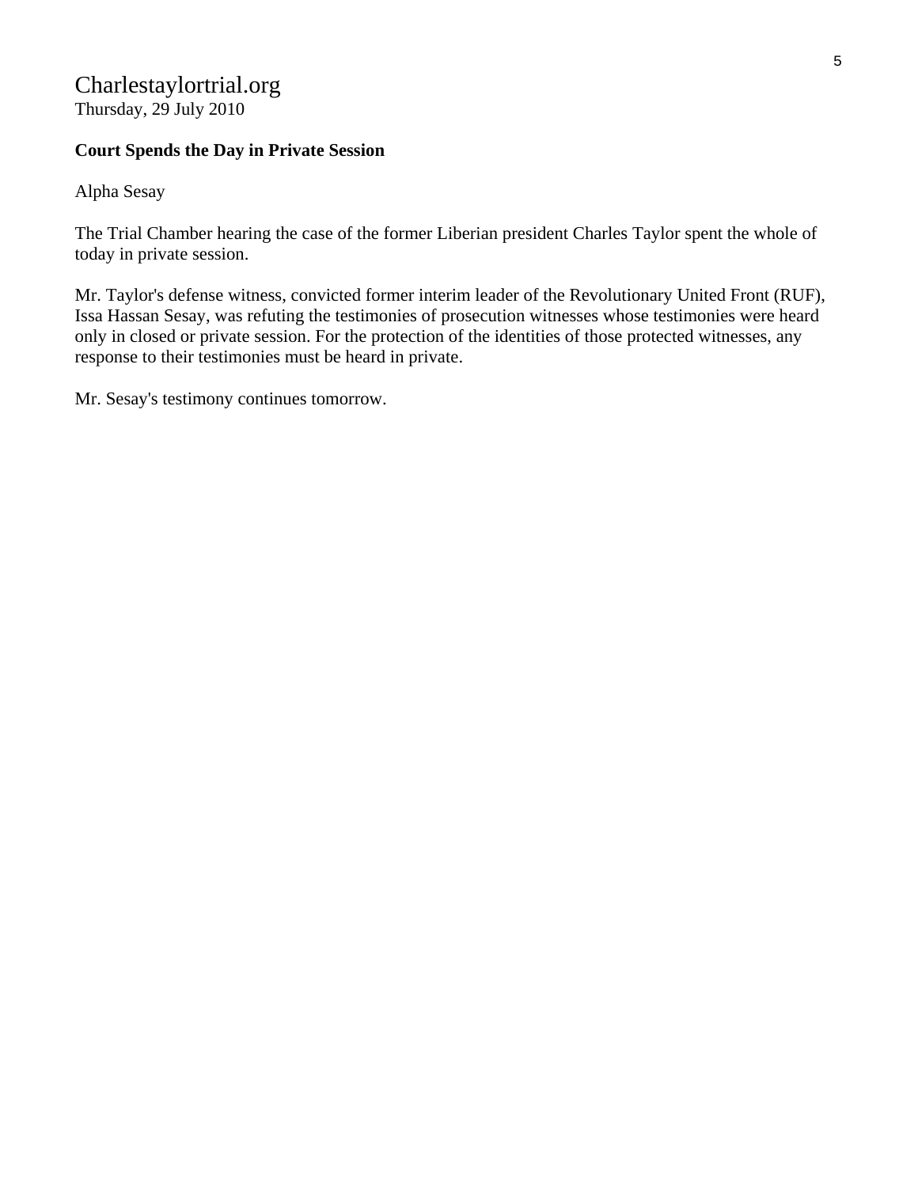Charlestaylortrial.org
Thursday, 29 July 2010

**Court Spends the Day in Private Session**

Alpha Sesay

The Trial Chamber hearing the case of the former Liberian president Charles Taylor spent the whole of today in private session.

Mr. Taylor's defense witness, convicted former interim leader of the Revolutionary United Front (RUF), Issa Hassan Sesay, was refuting the testimonies of prosecution witnesses whose testimonies were heard only in closed or private session. For the protection of the identities of those protected witnesses, any response to their testimonies must be heard in private.

Mr. Sesay's testimony continues tomorrow.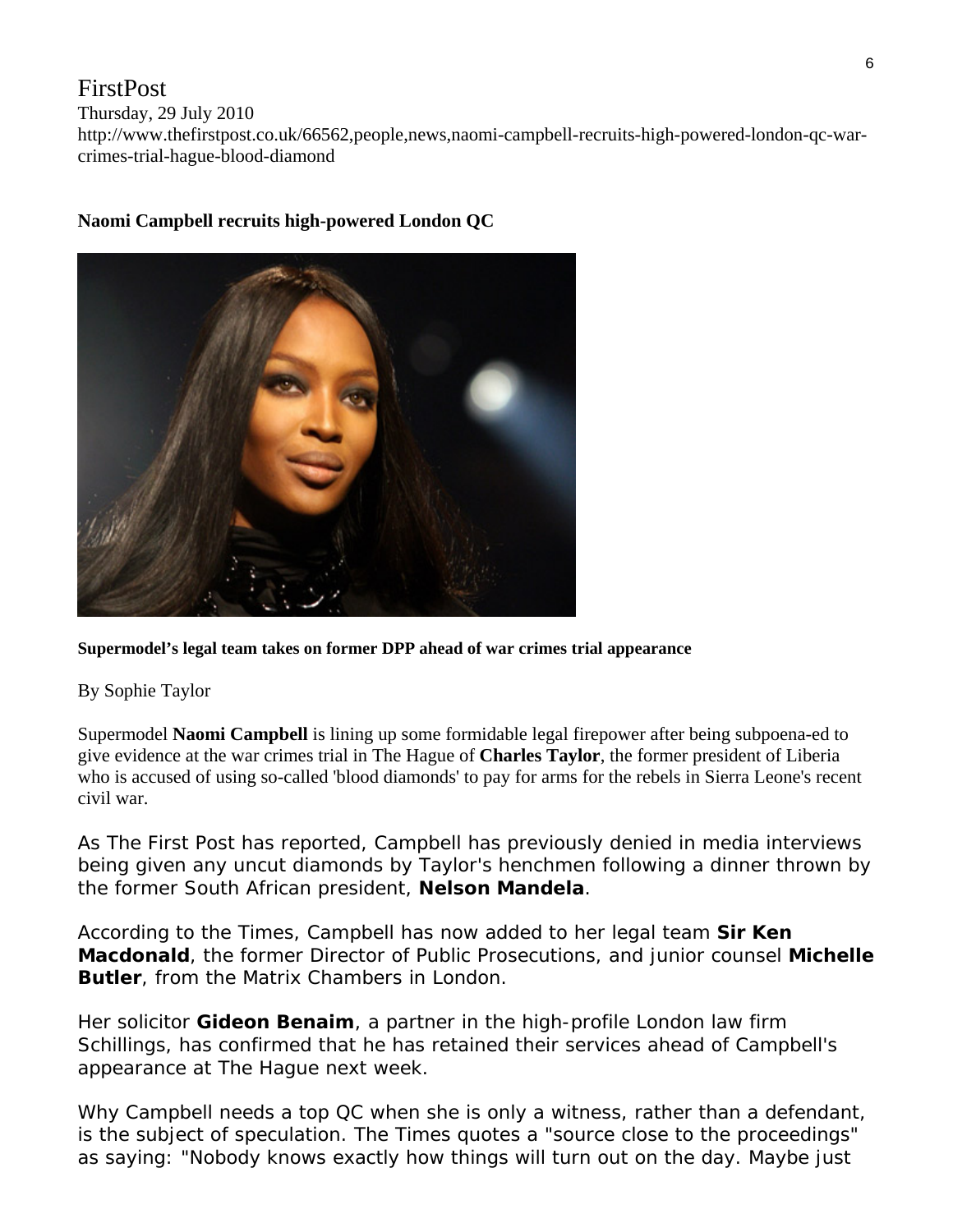FirstPost
Thursday, 29 July 2010
http://www.thefirstpost.co.uk/66562,people,news,naomi-campbell-recruits-high-powered-london-qc-war-crimes-trial-hague-blood-diamond

**Naomi Campbell recruits high-powered London QC**

**Supermodel's legal team takes on former DPP ahead of war crimes trial appearance**

By Sophie Taylor

Supermodel **Naomi Campbell** is lining up some formidable legal firepower after being subpoena-ed to give evidence at the war crimes trial in The Hague of **Charles Taylor**, the former president of Liberia who is accused of using so-called 'blood diamonds' to pay for arms for the rebels in Sierra Leone's recent civil war.

As The First Post has reported, Campbell has previously denied in media interviews being given any uncut diamonds by Taylor's henchmen following a dinner thrown by the former South African president, **Nelson Mandela**.

According to the Times, Campbell has now added to her legal team **Sir Ken Macdonald**, the former Director of Public Prosecutions, and junior counsel **Michelle Butler**, from the Matrix Chambers in London.

Her solicitor **Gideon Benaim**, a partner in the high-profile London law firm Schillings, has confirmed that he has retained their services ahead of Campbell's appearance at The Hague next week.

Why Campbell needs a top QC when she is only a witness, rather than a defendant, is the subject of speculation. The Times quotes a "source close to the proceedings" as saying: "Nobody knows exactly how things will turn out on the day. Maybe just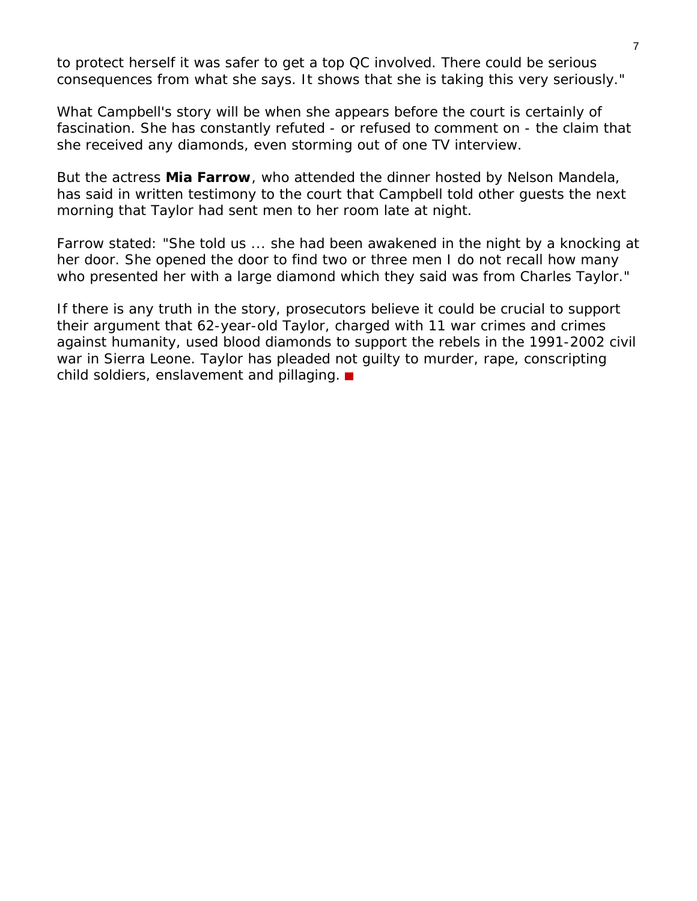to protect herself it was safer to get a top QC involved. There could be serious consequences from what she says. It shows that she is taking this very seriously."

What Campbell's story will be when she appears before the court is certainly of fascination. She has constantly refuted - or refused to comment on - the claim that she received any diamonds, even storming out of one TV interview.

But the actress **Mia Farrow**, who attended the dinner hosted by Nelson Mandela, has said in written testimony to the court that Campbell told other guests the next morning that Taylor had sent men to her room late at night.

Farrow stated: "She told us ... she had been awakened in the night by a knocking at her door. She opened the door to find two or three men I do not recall how many who presented her with a large diamond which they said was from Charles Taylor."

If there is any truth in the story, prosecutors believe it could be crucial to support their argument that 62-year-old Taylor, charged with 11 war crimes and crimes against humanity, used blood diamonds to support the rebels in the 1991-2002 civil war in Sierra Leone. Taylor has pleaded not guilty to murder, rape, conscripting child soldiers, enslavement and pillaging.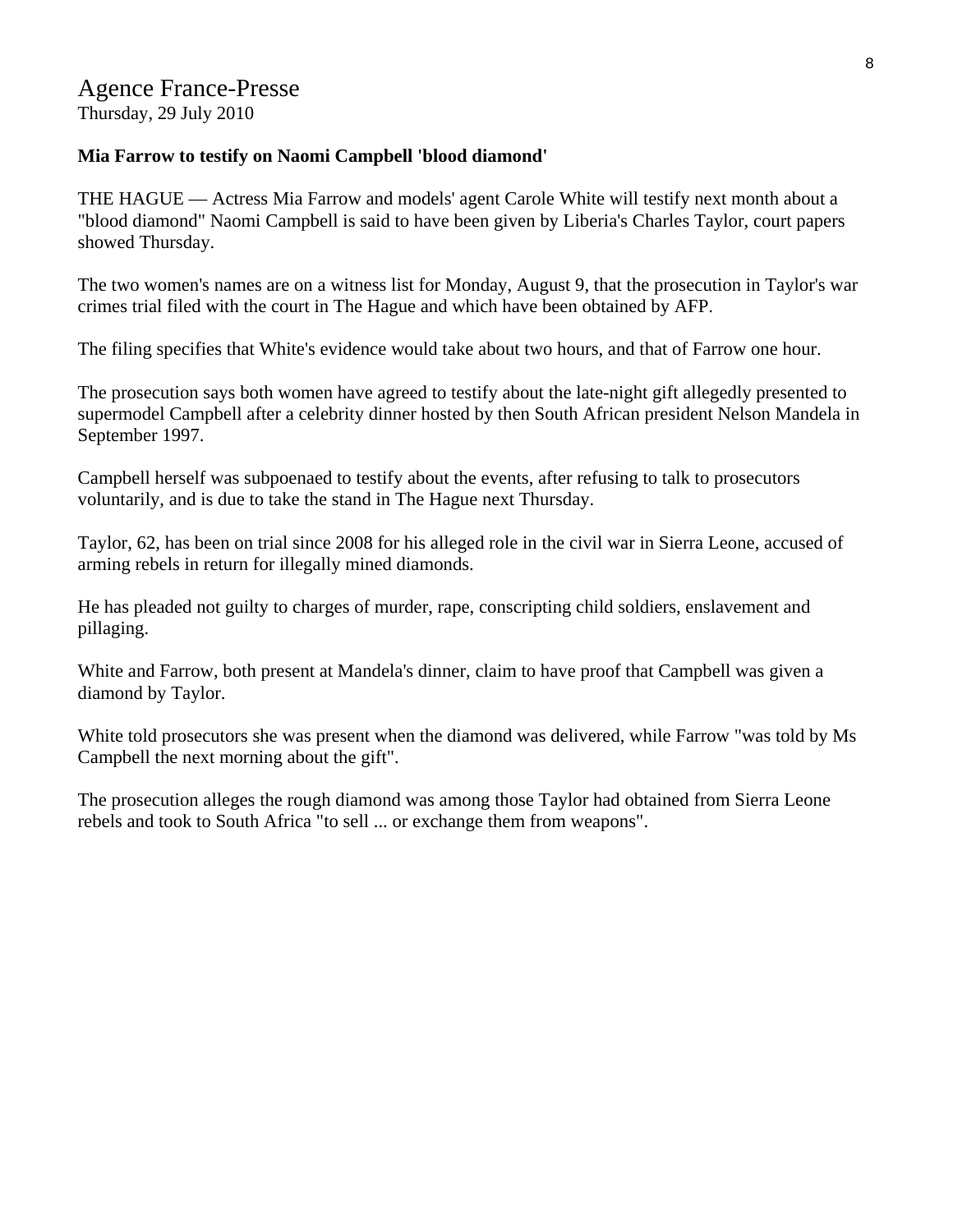# Agence France-Presse
Thursday, 29 July 2010

**Mia Farrow to testify on Naomi Campbell 'blood diamond'**

THE HAGUE — Actress Mia Farrow and models' agent Carole White will testify next month about a "blood diamond" Naomi Campbell is said to have been given by Liberia's Charles Taylor, court papers showed Thursday.

The two women's names are on a witness list for Monday, August 9, that the prosecution in Taylor's war crimes trial filed with the court in The Hague and which have been obtained by AFP.

The filing specifies that White's evidence would take about two hours, and that of Farrow one hour.

The prosecution says both women have agreed to testify about the late-night gift allegedly presented to supermodel Campbell after a celebrity dinner hosted by then South African president Nelson Mandela in September 1997.

Campbell herself was subpoenaed to testify about the events, after refusing to talk to prosecutors voluntarily, and is due to take the stand in The Hague next Thursday.

Taylor, 62, has been on trial since 2008 for his alleged role in the civil war in Sierra Leone, accused of arming rebels in return for illegally mined diamonds.

He has pleaded not guilty to charges of murder, rape, conscripting child soldiers, enslavement and pillaging.

White and Farrow, both present at Mandela's dinner, claim to have proof that Campbell was given a diamond by Taylor.

White told prosecutors she was present when the diamond was delivered, while Farrow "was told by Ms Campbell the next morning about the gift".

The prosecution alleges the rough diamond was among those Taylor had obtained from Sierra Leone rebels and took to South Africa "to sell ... or exchange them from weapons".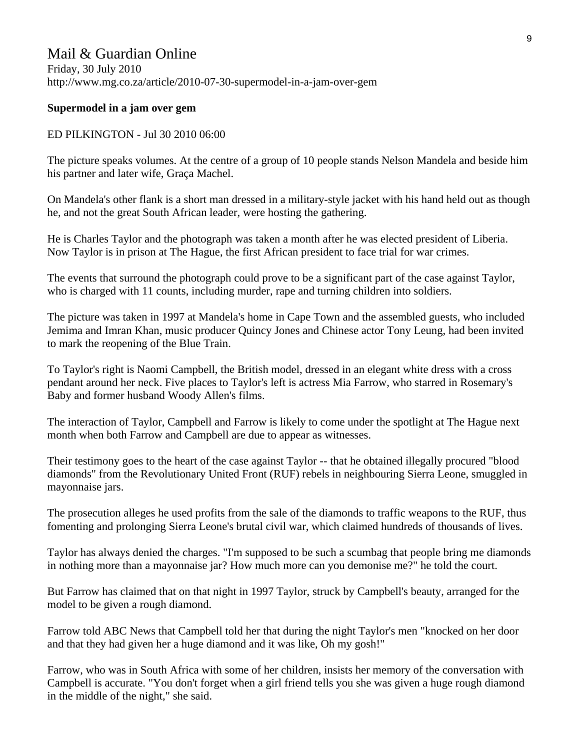# Mail & Guardian Online

Friday, 30 July 2010
http://www.mg.co.za/article/2010-07-30-supermodel-in-a-jam-over-gem

**Supermodel in a jam over gem**

ED PILKINGTON - Jul 30 2010 06:00

The picture speaks volumes. At the centre of a group of 10 people stands Nelson Mandela and beside him his partner and later wife, Graça Machel.

On Mandela's other flank is a short man dressed in a military-style jacket with his hand held out as though he, and not the great South African leader, were hosting the gathering.

He is Charles Taylor and the photograph was taken a month after he was elected president of Liberia. Now Taylor is in prison at The Hague, the first African president to face trial for war crimes.

The events that surround the photograph could prove to be a significant part of the case against Taylor, who is charged with 11 counts, including murder, rape and turning children into soldiers.

The picture was taken in 1997 at Mandela's home in Cape Town and the assembled guests, who included Jemima and Imran Khan, music producer Quincy Jones and Chinese actor Tony Leung, had been invited to mark the reopening of the Blue Train.

To Taylor's right is Naomi Campbell, the British model, dressed in an elegant white dress with a cross pendant around her neck. Five places to Taylor's left is actress Mia Farrow, who starred in Rosemary's Baby and former husband Woody Allen's films.

The interaction of Taylor, Campbell and Farrow is likely to come under the spotlight at The Hague next month when both Farrow and Campbell are due to appear as witnesses.

Their testimony goes to the heart of the case against Taylor -- that he obtained illegally procured "blood diamonds" from the Revolutionary United Front (RUF) rebels in neighbouring Sierra Leone, smuggled in mayonnaise jars.

The prosecution alleges he used profits from the sale of the diamonds to traffic weapons to the RUF, thus fomenting and prolonging Sierra Leone's brutal civil war, which claimed hundreds of thousands of lives.

Taylor has always denied the charges. "I'm supposed to be such a scumbag that people bring me diamonds in nothing more than a mayonnaise jar? How much more can you demonise me?" he told the court.

But Farrow has claimed that on that night in 1997 Taylor, struck by Campbell's beauty, arranged for the model to be given a rough diamond.

Farrow told ABC News that Campbell told her that during the night Taylor's men "knocked on her door and that they had given her a huge diamond and it was like, Oh my gosh!"

Farrow, who was in South Africa with some of her children, insists her memory of the conversation with Campbell is accurate. "You don't forget when a girl friend tells you she was given a huge rough diamond in the middle of the night," she said.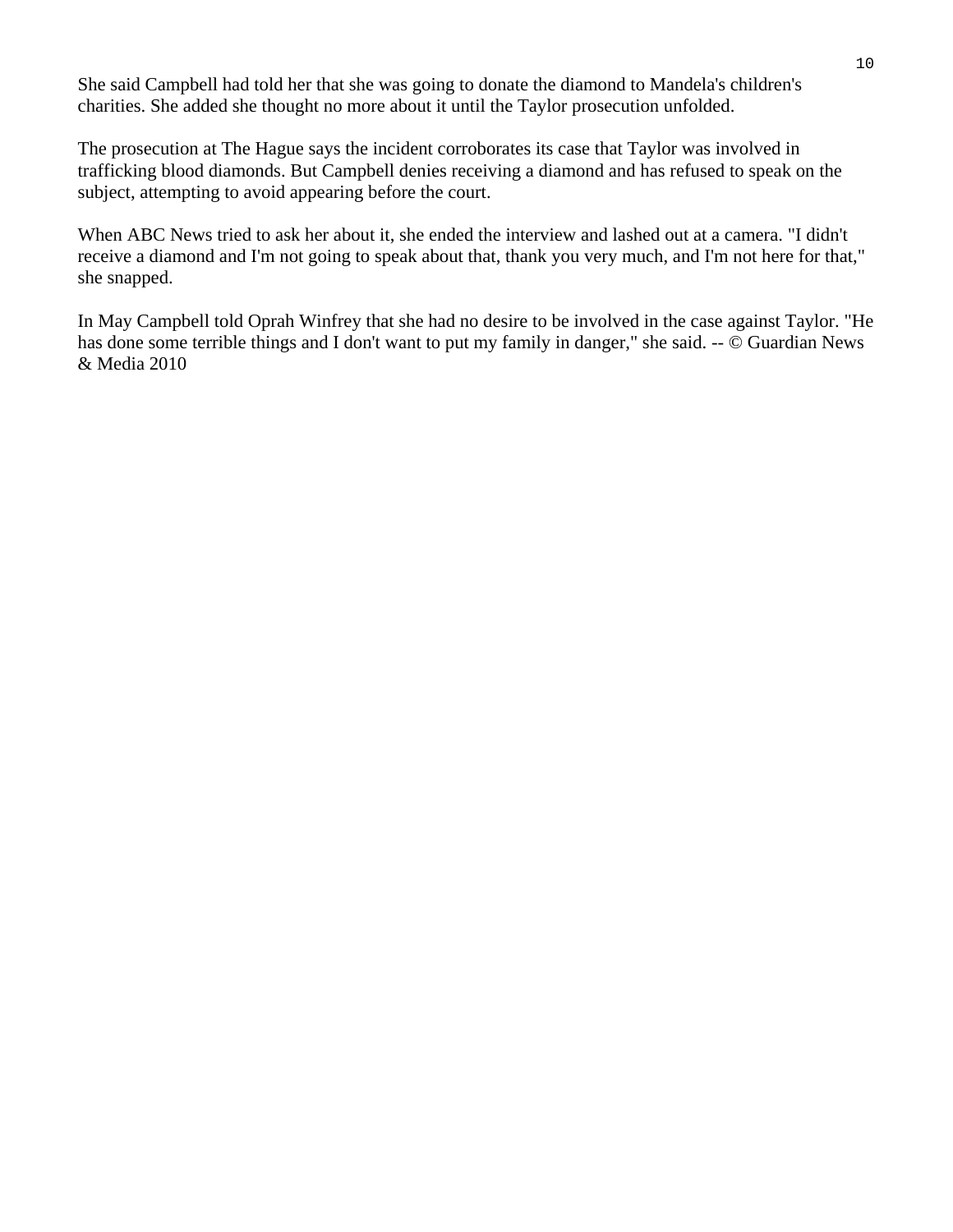She said Campbell had told her that she was going to donate the diamond to Mandela's children's charities. She added she thought no more about it until the Taylor prosecution unfolded.

The prosecution at The Hague says the incident corroborates its case that Taylor was involved in trafficking blood diamonds. But Campbell denies receiving a diamond and has refused to speak on the subject, attempting to avoid appearing before the court.

When ABC News tried to ask her about it, she ended the interview and lashed out at a camera. "I didn't receive a diamond and I'm not going to speak about that, thank you very much, and I'm not here for that," she snapped.

In May Campbell told Oprah Winfrey that she had no desire to be involved in the case against Taylor. "He has done some terrible things and I don't want to put my family in danger," she said. -- © Guardian News & Media 2010